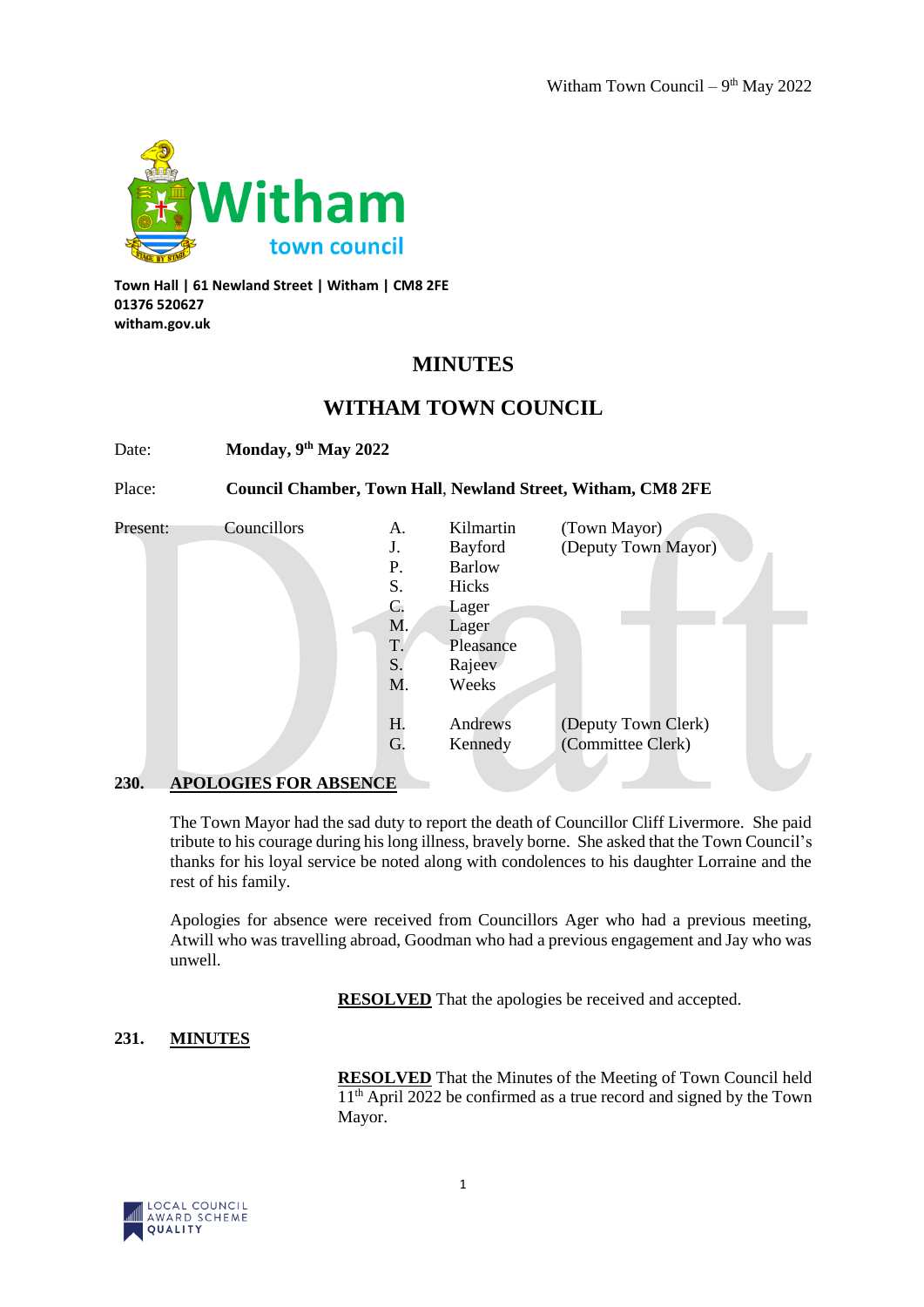Town Hall | 61 Newland Street | Witham | CM8 2FE
01376 520627
witham.gov.uk

# MINUTES

# WITHAM TOWN COUNCIL

Date: **Monday, 9th May 2022**

Place: **Council Chamber, Town Hall, Newland Street, Witham, CM8 2FE**

| Present: | Councillors | | | |
|---|---|---|---|---|
| | | A. | Kilmartin | (Town Mayor) |
| | | J. | Bayford | (Deputy Town Mayor) |
| | | P. | Barlow | |
| | | S. | Hicks | |
| | | C. | Lager | |
| | | M. | Lager | |
| | | T. | Pleasance | |
| | | S. | Rajeev | |
| | | M. | Weeks | |
| | | H. | Andrews | (Deputy Town Clerk) |
| | | G. | Kennedy | (Committee Clerk) |

## 230. APOLOGIES FOR ABSENCE

The Town Mayor had the sad duty to report the death of Councillor Cliff Livermore. She paid tribute to his courage during his long illness, bravely borne. She asked that the Town Council's thanks for his loyal service be noted along with condolences to his daughter Lorraine and the rest of his family.

Apologies for absence were received from Councillors Ager who had a previous meeting, Atwill who was travelling abroad, Goodman who had a previous engagement and Jay who was unwell.

**RESOLVED** That the apologies be received and accepted.

## 231. MINUTES

**RESOLVED** That the Minutes of the Meeting of Town Council held 11th April 2022 be confirmed as a true record and signed by the Town Mayor.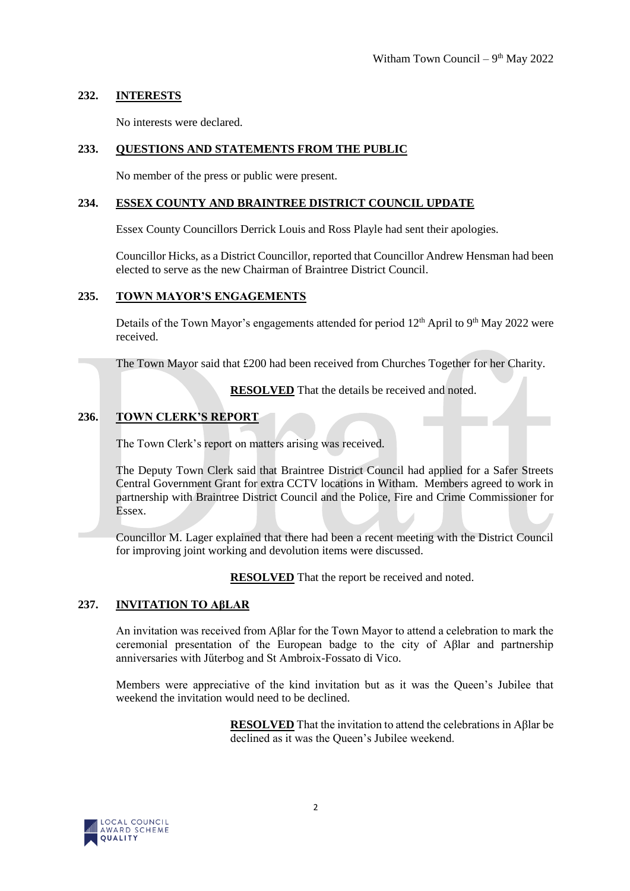## 232. INTERESTS

No interests were declared.

## 233. QUESTIONS AND STATEMENTS FROM THE PUBLIC

No member of the press or public were present.

## 234. ESSEX COUNTY AND BRAINTREE DISTRICT COUNCIL UPDATE

Essex County Councillors Derrick Louis and Ross Playle had sent their apologies.

Councillor Hicks, as a District Councillor, reported that Councillor Andrew Hensman had been elected to serve as the new Chairman of Braintree District Council.

## 235. TOWN MAYOR'S ENGAGEMENTS

Details of the Town Mayor's engagements attended for period 12th April to 9th May 2022 were received.

The Town Mayor said that £200 had been received from Churches Together for her Charity.

**RESOLVED** That the details be received and noted.

## 236. TOWN CLERK'S REPORT

The Town Clerk's report on matters arising was received.

The Deputy Town Clerk said that Braintree District Council had applied for a Safer Streets Central Government Grant for extra CCTV locations in Witham. Members agreed to work in partnership with Braintree District Council and the Police, Fire and Crime Commissioner for Essex.

Councillor M. Lager explained that there had been a recent meeting with the District Council for improving joint working and devolution items were discussed.

**RESOLVED** That the report be received and noted.

## 237. INVITATION TO AβLAR

An invitation was received from Aβlar for the Town Mayor to attend a celebration to mark the ceremonial presentation of the European badge to the city of Aβlar and partnership anniversaries with Jűterbog and St Ambroix-Fossato di Vico.

Members were appreciative of the kind invitation but as it was the Queen's Jubilee that weekend the invitation would need to be declined.

**RESOLVED** That the invitation to attend the celebrations in Aβlar be declined as it was the Queen's Jubilee weekend.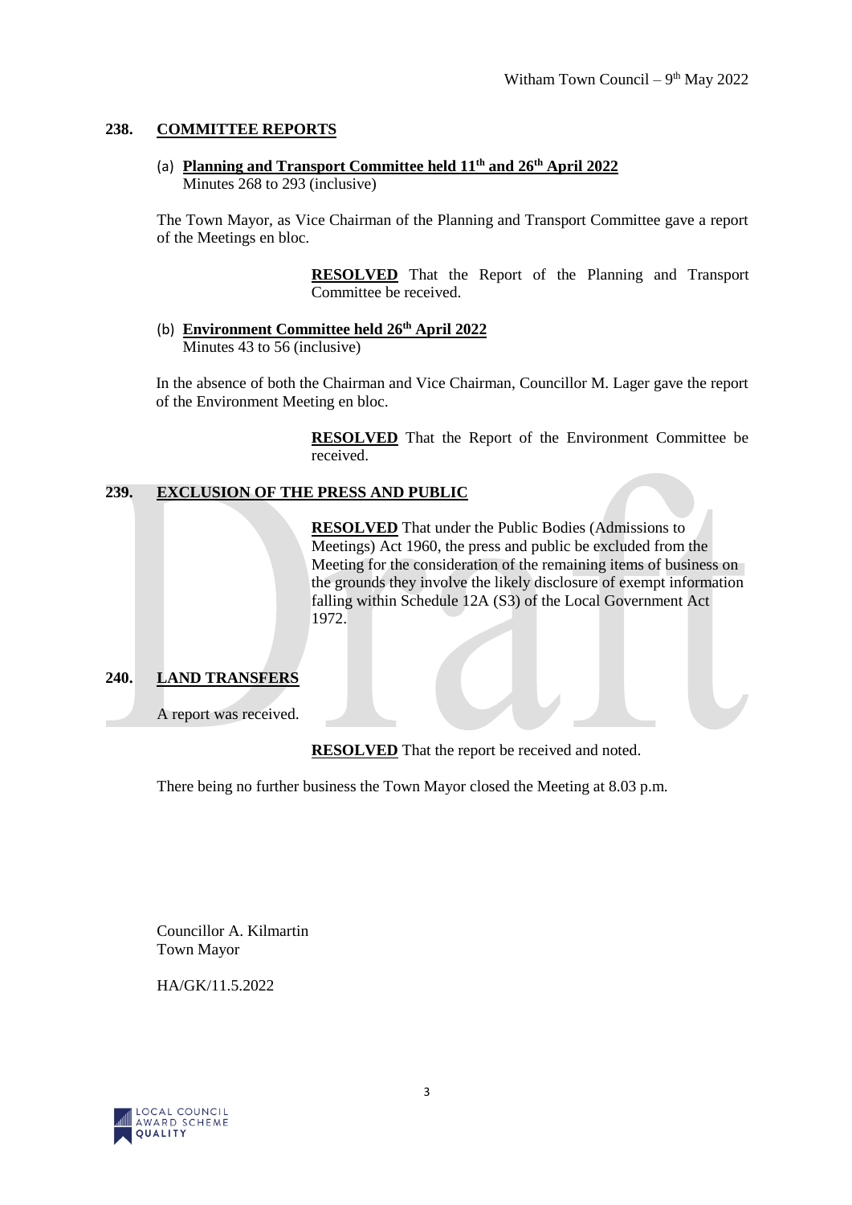## 238. COMMITTEE REPORTS

(a) **Planning and Transport Committee held 11th and 26th April 2022**
Minutes 268 to 293 (inclusive)

The Town Mayor, as Vice Chairman of the Planning and Transport Committee gave a report of the Meetings en bloc.

**RESOLVED** That the Report of the Planning and Transport Committee be received.

(b) **Environment Committee held 26th April 2022**
Minutes 43 to 56 (inclusive)

In the absence of both the Chairman and Vice Chairman, Councillor M. Lager gave the report of the Environment Meeting en bloc.

**RESOLVED** That the Report of the Environment Committee be received.

## 239. EXCLUSION OF THE PRESS AND PUBLIC

**RESOLVED** That under the Public Bodies (Admissions to Meetings) Act 1960, the press and public be excluded from the Meeting for the consideration of the remaining items of business on the grounds they involve the likely disclosure of exempt information falling within Schedule 12A (S3) of the Local Government Act 1972.

## 240. LAND TRANSFERS

A report was received.

**RESOLVED** That the report be received and noted.

There being no further business the Town Mayor closed the Meeting at 8.03 p.m.

Councillor A. Kilmartin
Town Mayor

HA/GK/11.5.2022